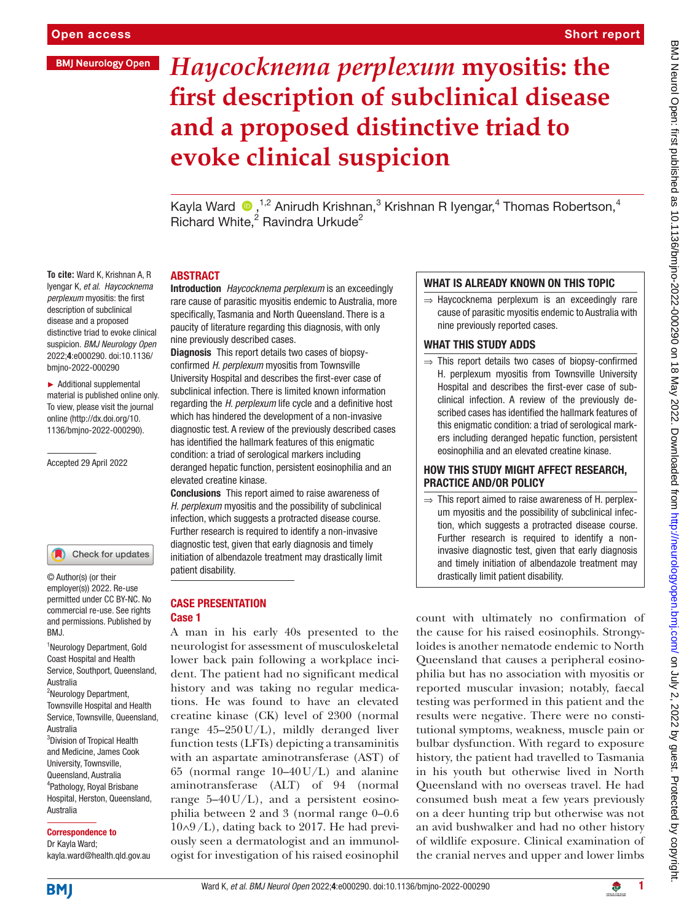Open access

BMJ Neurology Open

Short report

# *Haycocknema perplexum* myositis: the first description of subclinical disease and a proposed distinctive triad to evoke clinical suspicion

Kayla Ward ,[1,2] Anirudh Krishnan,[3] Krishnan R Iyengar,[4] Thomas Robertson,[4] Richard White,[2] Ravindra Urkude[2]

**To cite:** Ward K, Krishnan A, R Iyengar K, *et al*. *Haycocknema perplexum* myositis: the first description of subclinical disease and a proposed distinctive triad to evoke clinical suspicion. *BMJ Neurology Open* 2022;**4**:e000290. doi:10.1136/bmjno-2022-000290

► Additional supplemental material is published online only. To view, please visit the journal online (http://dx.doi.org/10.1136/bmjno-2022-000290).

Accepted 29 April 2022

© Author(s) (or their employer(s)) 2022. Re-use permitted under CC BY-NC. No commercial re-use. See rights and permissions. Published by BMJ.

[1]Neurology Department, Gold Coast Hospital and Health Service, Southport, Queensland, Australia
[2]Neurology Department, Townsville Hospital and Health Service, Townsville, Queensland, Australia
[3]Division of Tropical Health and Medicine, James Cook University, Townsville, Queensland, Australia
[4]Pathology, Royal Brisbane Hospital, Herston, Queensland, Australia

**Correspondence to**
Dr Kayla Ward;
kayla.ward@health.qld.gov.au

## ABSTRACT

**Introduction** *Haycocknema perplexum* is an exceedingly rare cause of parasitic myositis endemic to Australia, more specifically, Tasmania and North Queensland. There is a paucity of literature regarding this diagnosis, with only nine previously described cases.

**Diagnosis** This report details two cases of biopsy-confirmed *H. perplexum* myositis from Townsville University Hospital and describes the first-ever case of subclinical infection. There is limited known information regarding the *H. perplexum* life cycle and a definitive host which has hindered the development of a non-invasive diagnostic test. A review of the previously described cases has identified the hallmark features of this enigmatic condition: a triad of serological markers including deranged hepatic function, persistent eosinophilia and an elevated creatine kinase.

**Conclusions** This report aimed to raise awareness of *H. perplexum* myositis and the possibility of subclinical infection, which suggests a protracted disease course. Further research is required to identify a non-invasive diagnostic test, given that early diagnosis and timely initiation of albendazole treatment may drastically limit patient disability.

### WHAT IS ALREADY KNOWN ON THIS TOPIC

⇒ Haycocknema perplexum is an exceedingly rare cause of parasitic myositis endemic to Australia with nine previously reported cases.

### WHAT THIS STUDY ADDS

⇒ This report details two cases of biopsy-confirmed H. perplexum myositis from Townsville University Hospital and describes the first-ever case of subclinical infection. A review of the previously described cases has identified the hallmark features of this enigmatic condition: a triad of serological markers including deranged hepatic function, persistent eosinophilia and an elevated creatine kinase.

### HOW THIS STUDY MIGHT AFFECT RESEARCH, PRACTICE AND/OR POLICY

⇒ This report aimed to raise awareness of H. perplexum myositis and the possibility of subclinical infection, which suggests a protracted disease course. Further research is required to identify a non-invasive diagnostic test, given that early diagnosis and timely initiation of albendazole treatment may drastically limit patient disability.

## CASE PRESENTATION

### Case 1

A man in his early 40s presented to the neurologist for assessment of musculoskeletal lower back pain following a workplace incident. The patient had no significant medical history and was taking no regular medications. He was found to have an elevated creatine kinase (CK) level of 2300 (normal range 45–250 U/L), mildly deranged liver function tests (LFTs) depicting a transaminitis with an aspartate aminotransferase (AST) of 65 (normal range 10–40 U/L) and alanine aminotransferase (ALT) of 94 (normal range 5–40 U/L), and a persistent eosinophilia between 2 and 3 (normal range 0–0.6 $10^9$/L), dating back to 2017. He had previously seen a dermatologist and an immunologist for investigation of his raised eosinophil count with ultimately no confirmation of the cause for his raised eosinophils. Strongyloides is another nematode endemic to North Queensland that causes a peripheral eosinophilia but has no association with myositis or reported muscular invasion; notably, faecal testing was performed in this patient and the results were negative. There were no constitutional symptoms, weakness, muscle pain or bulbar dysfunction. With regard to exposure history, the patient had travelled to Tasmania in his youth but otherwise lived in North Queensland with no overseas travel. He had consumed bush meat a few years previously on a deer hunting trip but otherwise was not an avid bushwalker and had no other history of wildlife exposure. Clinical examination of the cranial nerves and upper and lower limbs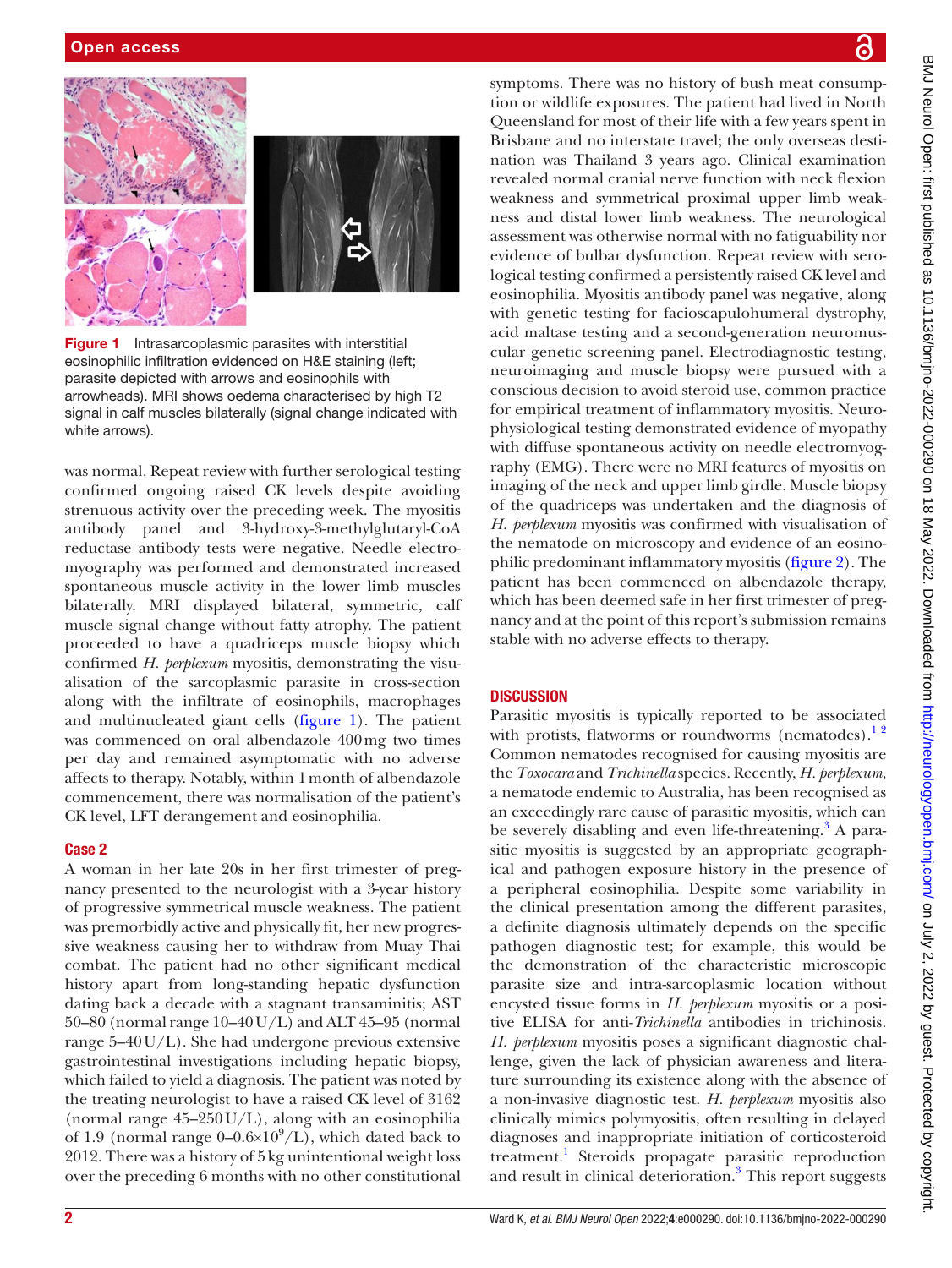Figure 1 Intrasarcoplasmic parasites with interstitial eosinophilic infiltration evidenced on H&E staining (left; parasite depicted with arrows and eosinophils with arrowheads). MRI shows oedema characterised by high T2 signal in calf muscles bilaterally (signal change indicated with white arrows).

was normal. Repeat review with further serological testing confirmed ongoing raised CK levels despite avoiding strenuous activity over the preceding week. The myositis antibody panel and 3-hydroxy-3-methylglutaryl-CoA reductase antibody tests were negative. Needle electromyography was performed and demonstrated increased spontaneous muscle activity in the lower limb muscles bilaterally. MRI displayed bilateral, symmetric, calf muscle signal change without fatty atrophy. The patient proceeded to have a quadriceps muscle biopsy which confirmed *H. perplexum* myositis, demonstrating the visualisation of the sarcoplasmic parasite in cross-section along with the infiltrate of eosinophils, macrophages and multinucleated giant cells (figure 1). The patient was commenced on oral albendazole 400 mg two times per day and remained asymptomatic with no adverse affects to therapy. Notably, within 1 month of albendazole commencement, there was normalisation of the patient's CK level, LFT derangement and eosinophilia.

## Case 2

A woman in her late 20s in her first trimester of pregnancy presented to the neurologist with a 3-year history of progressive symmetrical muscle weakness. The patient was premorbidly active and physically fit, her new progressive weakness causing her to withdraw from Muay Thai combat. The patient had no other significant medical history apart from long-standing hepatic dysfunction dating back a decade with a stagnant transaminitis; AST 50–80 (normal range 10–40 U/L) and ALT 45–95 (normal range 5–40 U/L). She had undergone previous extensive gastrointestinal investigations including hepatic biopsy, which failed to yield a diagnosis. The patient was noted by the treating neurologist to have a raised CK level of 3162 (normal range 45–250 U/L), along with an eosinophilia of 1.9 (normal range $0–0.6\times10^9$/L), which dated back to 2012. There was a history of 5 kg unintentional weight loss over the preceding 6 months with no other constitutional symptoms. There was no history of bush meat consumption or wildlife exposures. The patient had lived in North Queensland for most of their life with a few years spent in Brisbane and no interstate travel; the only overseas destination was Thailand 3 years ago. Clinical examination revealed normal cranial nerve function with neck flexion weakness and symmetrical proximal upper limb weakness and distal lower limb weakness. The neurological assessment was otherwise normal with no fatiguability nor evidence of bulbar dysfunction. Repeat review with serological testing confirmed a persistently raised CK level and eosinophilia. Myositis antibody panel was negative, along with genetic testing for facioscapulohumeral dystrophy, acid maltase testing and a second-generation neuromuscular genetic screening panel. Electrodiagnostic testing, neuroimaging and muscle biopsy were pursued with a conscious decision to avoid steroid use, common practice for empirical treatment of inflammatory myositis. Neurophysiological testing demonstrated evidence of myopathy with diffuse spontaneous activity on needle electromyography (EMG). There were no MRI features of myositis on imaging of the neck and upper limb girdle. Muscle biopsy of the quadriceps was undertaken and the diagnosis of *H. perplexum* myositis was confirmed with visualisation of the nematode on microscopy and evidence of an eosinophilic predominant inflammatory myositis (figure 2). The patient has been commenced on albendazole therapy, which has been deemed safe in her first trimester of pregnancy and at the point of this report's submission remains stable with no adverse effects to therapy.

## DISCUSSION

Parasitic myositis is typically reported to be associated with protists, flatworms or roundworms (nematodes).[1,2] Common nematodes recognised for causing myositis are the *Toxocara* and *Trichinella* species. Recently, *H. perplexum*, a nematode endemic to Australia, has been recognised as an exceedingly rare cause of parasitic myositis, which can be severely disabling and even life-threatening.[3] A parasitic myositis is suggested by an appropriate geographical and pathogen exposure history in the presence of a peripheral eosinophilia. Despite some variability in the clinical presentation among the different parasites, a definite diagnosis ultimately depends on the specific pathogen diagnostic test; for example, this would be the demonstration of the characteristic microscopic parasite size and intra-sarcoplasmic location without encysted tissue forms in *H. perplexum* myositis or a positive ELISA for anti-*Trichinella* antibodies in trichinosis. *H. perplexum* myositis poses a significant diagnostic challenge, given the lack of physician awareness and literature surrounding its existence along with the absence of a non-invasive diagnostic test. *H. perplexum* myositis also clinically mimics polymyositis, often resulting in delayed diagnoses and inappropriate initiation of corticosteroid treatment.[1] Steroids propagate parasitic reproduction and result in clinical deterioration.[3] This report suggests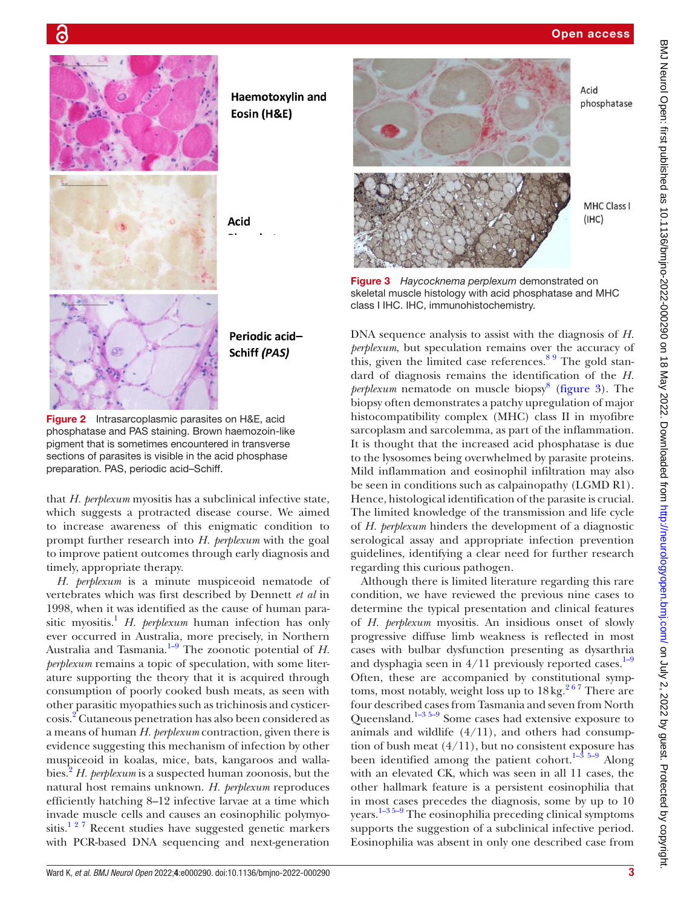Haemotoxylin and Eosin (H&E)

Acid Phosphatase

Periodic acid–Schiff *(PAS)*

**Figure 2** Intrasarcoplasmic parasites on H&E, acid phosphatase and PAS staining. Brown haemozoin-like pigment that is sometimes encountered in transverse sections of parasites is visible in the acid phosphase preparation. PAS, periodic acid–Schiff.

Acid phosphatase

MHC Class I (IHC)

**Figure 3** *Haycocknema perplexum* demonstrated on skeletal muscle histology with acid phosphatase and MHC class I IHC. IHC, immunohistochemistry.

that *H. perplexum* myositis has a subclinical infective state, which suggests a protracted disease course. We aimed to increase awareness of this enigmatic condition to prompt further research into *H. perplexum* with the goal to improve patient outcomes through early diagnosis and timely, appropriate therapy.

*H. perplexum* is a minute muspiceoid nematode of vertebrates which was first described by Dennett *et al* in 1998, when it was identified as the cause of human parasitic myositis.[1] *H. perplexum* human infection has only ever occurred in Australia, more precisely, in Northern Australia and Tasmania.[1–9] The zoonotic potential of *H. perplexum* remains a topic of speculation, with some literature supporting the theory that it is acquired through consumption of poorly cooked bush meats, as seen with other parasitic myopathies such as trichinosis and cysticercosis.[2] Cutaneous penetration has also been considered as a means of human *H. perplexum* contraction, given there is evidence suggesting this mechanism of infection by other muspiceoid in koalas, mice, bats, kangaroos and wallabies.[2] *H. perplexum* is a suspected human zoonosis, but the natural host remains unknown. *H. perplexum* reproduces efficiently hatching 8–12 infective larvae at a time which invade muscle cells and causes an eosinophilic polymyositis.[1 2 7] Recent studies have suggested genetic markers with PCR-based DNA sequencing and next-generation DNA sequence analysis to assist with the diagnosis of *H. perplexum*, but speculation remains over the accuracy of this, given the limited case references.[8 9] The gold standard of diagnosis remains the identification of the *H. perplexum* nematode on muscle biopsy[8] (figure 3). The biopsy often demonstrates a patchy upregulation of major histocompatibility complex (MHC) class II in myofibre sarcoplasm and sarcolemma, as part of the inflammation. It is thought that the increased acid phosphatase is due to the lysosomes being overwhelmed by parasite proteins. Mild inflammation and eosinophil infiltration may also be seen in conditions such as calpainopathy (LGMD R1). Hence, histological identification of the parasite is crucial. The limited knowledge of the transmission and life cycle of *H. perplexum* hinders the development of a diagnostic serological assay and appropriate infection prevention guidelines, identifying a clear need for further research regarding this curious pathogen.

Although there is limited literature regarding this rare condition, we have reviewed the previous nine cases to determine the typical presentation and clinical features of *H. perplexum* myositis. An insidious onset of slowly progressive diffuse limb weakness is reflected in most cases with bulbar dysfunction presenting as dysarthria and dysphagia seen in 4/11 previously reported cases.[1–9] Often, these are accompanied by constitutional symptoms, most notably, weight loss up to 18 kg.[2 6 7] There are four described cases from Tasmania and seven from North Queensland.[1–3 5–9] Some cases had extensive exposure to animals and wildlife (4/11), and others had consumption of bush meat (4/11), but no consistent exposure has been identified among the patient cohort.[1–3 5–9] Along with an elevated CK, which was seen in all 11 cases, the other hallmark feature is a persistent eosinophilia that in most cases precedes the diagnosis, some by up to 10 years.[1–3 5–9] The eosinophilia preceding clinical symptoms supports the suggestion of a subclinical infective period. Eosinophilia was absent in only one described case from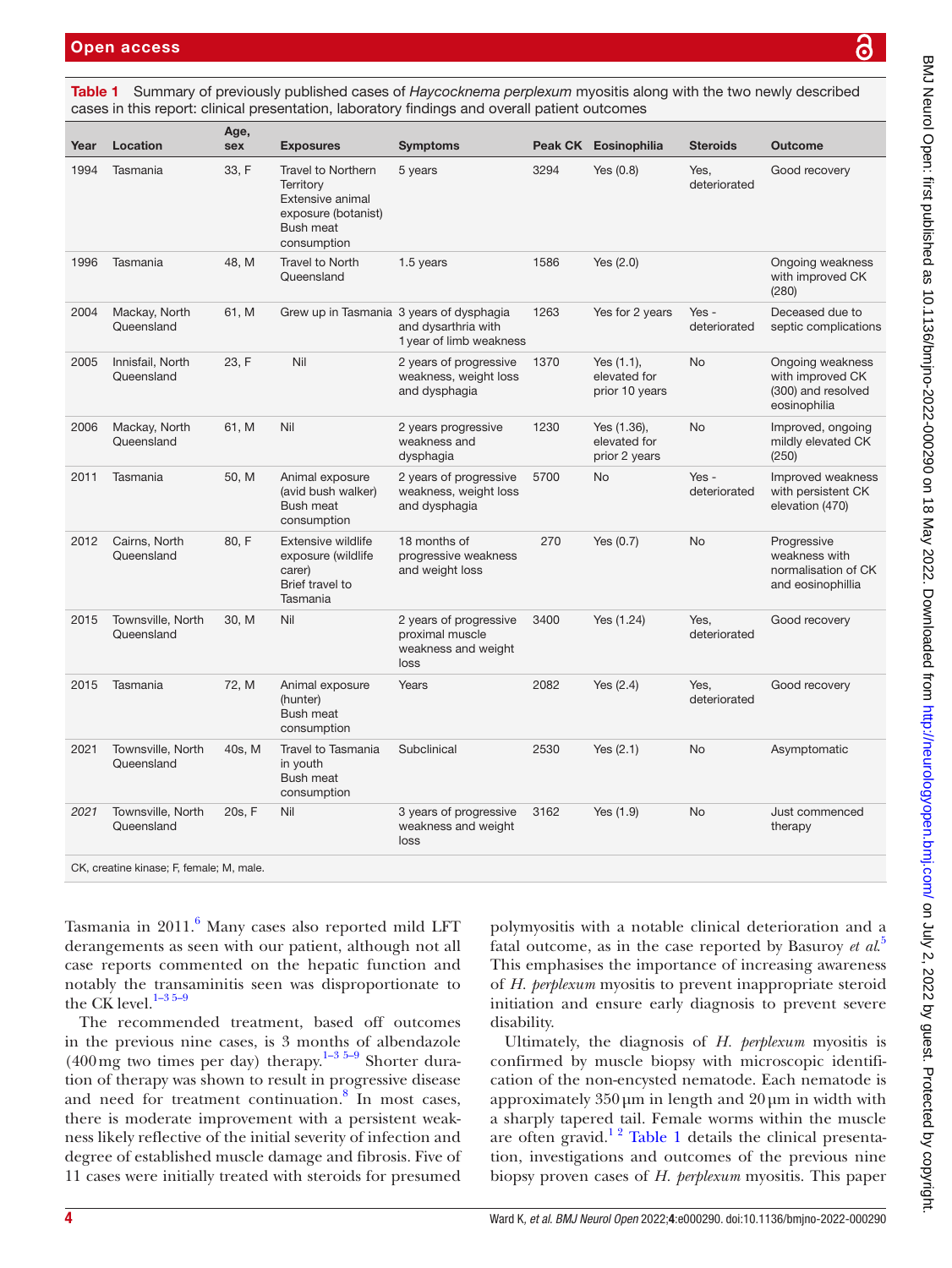**Table 1** Summary of previously published cases of *Haycocknema perplexum* myositis along with the two newly described cases in this report: clinical presentation, laboratory findings and overall patient outcomes

| Year | Location | Age, sex | Exposures | Symptoms | Peak CK | Eosinophilia | Steroids | Outcome |
|---|---|---|---|---|---|---|---|---|
| 1994 | Tasmania | 33, F | Travel to Northern Territory<br>Extensive animal exposure (botanist)<br>Bush meat consumption | 5 years | 3294 | Yes (0.8) | Yes, deteriorated | Good recovery |
| 1996 | Tasmania | 48, M | Travel to North Queensland | 1.5 years | 1586 | Yes (2.0) | | Ongoing weakness with improved CK (280) |
| 2004 | Mackay, North Queensland | 61, M | Grew up in Tasmania | 3 years of dysphagia and dysarthria with 1 year of limb weakness | 1263 | Yes for 2 years | Yes - deteriorated | Deceased due to septic complications |
| 2005 | Innisfail, North Queensland | 23, F | Nil | 2 years of progressive weakness, weight loss and dysphagia | 1370 | Yes (1.1), elevated for prior 10 years | No | Ongoing weakness with improved CK (300) and resolved eosinophilia |
| 2006 | Mackay, North Queensland | 61, M | Nil | 2 years progressive weakness and dysphagia | 1230 | Yes (1.36), elevated for prior 2 years | No | Improved, ongoing mildly elevated CK (250) |
| 2011 | Tasmania | 50, M | Animal exposure (avid bush walker)<br>Bush meat consumption | 2 years of progressive weakness, weight loss and dysphagia | 5700 | No | Yes - deteriorated | Improved weakness with persistent CK elevation (470) |
| 2012 | Cairns, North Queensland | 80, F | Extensive wildlife exposure (wildlife carer)<br>Brief travel to Tasmania | 18 months of progressive weakness and weight loss | 270 | Yes (0.7) | No | Progressive weakness with normalisation of CK and eosinophillia |
| 2015 | Townsville, North Queensland | 30, M | Nil | 2 years of progressive proximal muscle weakness and weight loss | 3400 | Yes (1.24) | Yes, deteriorated | Good recovery |
| 2015 | Tasmania | 72, M | Animal exposure (hunter)<br>Bush meat consumption | Years | 2082 | Yes (2.4) | Yes, deteriorated | Good recovery |
| 2021 | Townsville, North Queensland | 40s, M | Travel to Tasmania in youth<br>Bush meat consumption | Subclinical | 2530 | Yes (2.1) | No | Asymptomatic |
| *2021* | Townsville, North Queensland | 20s, F | Nil | 3 years of progressive weakness and weight loss | 3162 | Yes (1.9) | No | Just commenced therapy |

CK, creatine kinase; F, female; M, male.

Tasmania in 2011.[6] Many cases also reported mild LFT derangements as seen with our patient, although not all case reports commented on the hepatic function and notably the transaminitis seen was disproportionate to the CK level.[1–3 5–9]

The recommended treatment, based off outcomes in the previous nine cases, is 3 months of albendazole (400 mg two times per day) therapy.[1–3 5–9] Shorter duration of therapy was shown to result in progressive disease and need for treatment continuation.[8] In most cases, there is moderate improvement with a persistent weakness likely reflective of the initial severity of infection and degree of established muscle damage and fibrosis. Five of 11 cases were initially treated with steroids for presumed polymyositis with a notable clinical deterioration and a fatal outcome, as in the case reported by Basuroy *et al*.[5] This emphasises the importance of increasing awareness of *H. perplexum* myositis to prevent inappropriate steroid initiation and ensure early diagnosis to prevent severe disability.

Ultimately, the diagnosis of *H. perplexum* myositis is confirmed by muscle biopsy with microscopic identification of the non-encysted nematode. Each nematode is approximately 350 µm in length and 20 µm in width with a sharply tapered tail. Female worms within the muscle are often gravid.[1 2] Table 1 details the clinical presentation, investigations and outcomes of the previous nine biopsy proven cases of *H. perplexum* myositis. This paper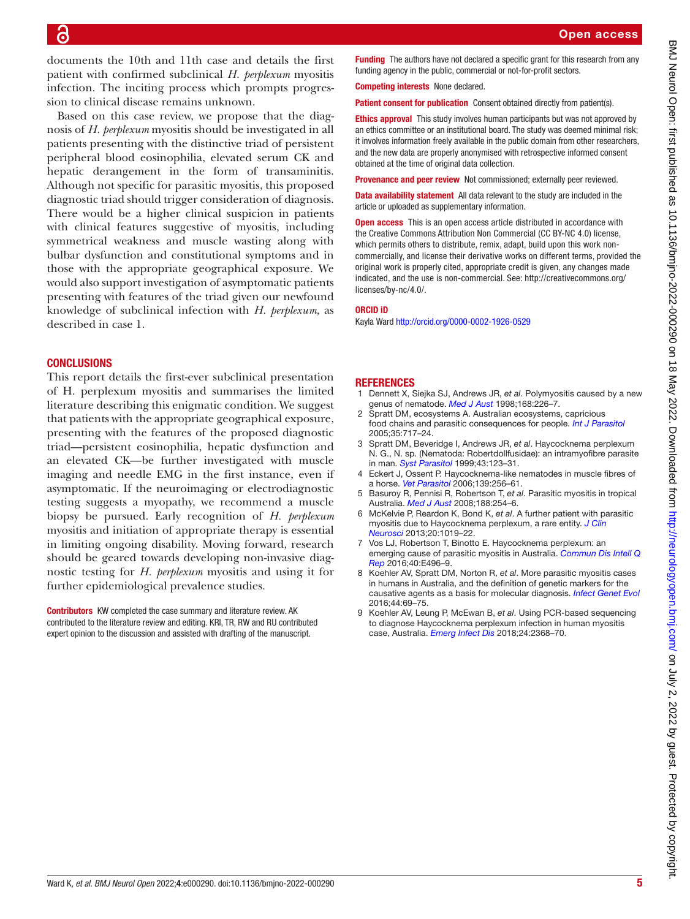documents the 10th and 11th case and details the first patient with confirmed subclinical *H. perplexum* myositis infection. The inciting process which prompts progression to clinical disease remains unknown.

Based on this case review, we propose that the diagnosis of *H. perplexum* myositis should be investigated in all patients presenting with the distinctive triad of persistent peripheral blood eosinophilia, elevated serum CK and hepatic derangement in the form of transaminitis. Although not specific for parasitic myositis, this proposed diagnostic triad should trigger consideration of diagnosis. There would be a higher clinical suspicion in patients with clinical features suggestive of myositis, including symmetrical weakness and muscle wasting along with bulbar dysfunction and constitutional symptoms and in those with the appropriate geographical exposure. We would also support investigation of asymptomatic patients presenting with features of the triad given our newfound knowledge of subclinical infection with *H. perplexum,* as described in case 1.

## CONCLUSIONS

This report details the first-ever subclinical presentation of H. perplexum myositis and summarises the limited literature describing this enigmatic condition. We suggest that patients with the appropriate geographical exposure, presenting with the features of the proposed diagnostic triad—persistent eosinophilia, hepatic dysfunction and an elevated CK—be further investigated with muscle imaging and needle EMG in the first instance, even if asymptomatic. If the neuroimaging or electrodiagnostic testing suggests a myopathy, we recommend a muscle biopsy be pursued. Early recognition of *H. perplexum* myositis and initiation of appropriate therapy is essential in limiting ongoing disability. Moving forward, research should be geared towards developing non-invasive diagnostic testing for *H. perplexum* myositis and using it for further epidemiological prevalence studies.

**Contributors** KW completed the case summary and literature review. AK contributed to the literature review and editing. KRl, TR, RW and RU contributed expert opinion to the discussion and assisted with drafting of the manuscript.

**Funding** The authors have not declared a specific grant for this research from any funding agency in the public, commercial or not-for-profit sectors.

**Competing interests** None declared.

**Patient consent for publication** Consent obtained directly from patient(s).

**Ethics approval** This study involves human participants but was not approved by an ethics committee or an institutional board. The study was deemed minimal risk; it involves information freely available in the public domain from other researchers, and the new data are properly anonymised with retrospective informed consent obtained at the time of original data collection.

**Provenance and peer review** Not commissioned; externally peer reviewed.

**Data availability statement** All data relevant to the study are included in the article or uploaded as supplementary information.

**Open access** This is an open access article distributed in accordance with the Creative Commons Attribution Non Commercial (CC BY-NC 4.0) license, which permits others to distribute, remix, adapt, build upon this work non-commercially, and license their derivative works on different terms, provided the original work is properly cited, appropriate credit is given, any changes made indicated, and the use is non-commercial. See: http://creativecommons.org/licenses/by-nc/4.0/.

**ORCID iD**

Kayla Ward http://orcid.org/0000-0002-1926-0529

## REFERENCES

1. Dennett X, Siejka SJ, Andrews JR, *et al*. Polymyositis caused by a new genus of nematode. *Med J Aust* 1998;168:226–7.
2. Spratt DM, ecosystems A. Australian ecosystems, capricious food chains and parasitic consequences for people. *Int J Parasitol* 2005;35:717–24.
3. Spratt DM, Beveridge I, Andrews JR, *et al*. Haycocknema perplexum N. G., N. sp. (Nematoda: Robertdollfusidae): an intramyofibre parasite in man. *Syst Parasitol* 1999;43:123–31.
4. Eckert J, Ossent P. Haycocknema-like nematodes in muscle fibres of a horse. *Vet Parasitol* 2006;139:256–61.
5. Basuroy R, Pennisi R, Robertson T, *et al*. Parasitic myositis in tropical Australia. *Med J Aust* 2008;188:254–6.
6. McKelvie P, Reardon K, Bond K, *et al*. A further patient with parasitic myositis due to Haycocknema perplexum, a rare entity. *J Clin Neurosci* 2013;20:1019–22.
7. Vos LJ, Robertson T, Binotto E. Haycocknema perplexum: an emerging cause of parasitic myositis in Australia. *Commun Dis Intell Q Rep* 2016;40:E496–9.
8. Koehler AV, Spratt DM, Norton R, *et al*. More parasitic myositis cases in humans in Australia, and the definition of genetic markers for the causative agents as a basis for molecular diagnosis. *Infect Genet Evol* 2016;44:69–75.
9. Koehler AV, Leung P, McEwan B, *et al*. Using PCR-based sequencing to diagnose Haycocknema perplexum infection in human myositis case, Australia. *Emerg Infect Dis* 2018;24:2368–70.